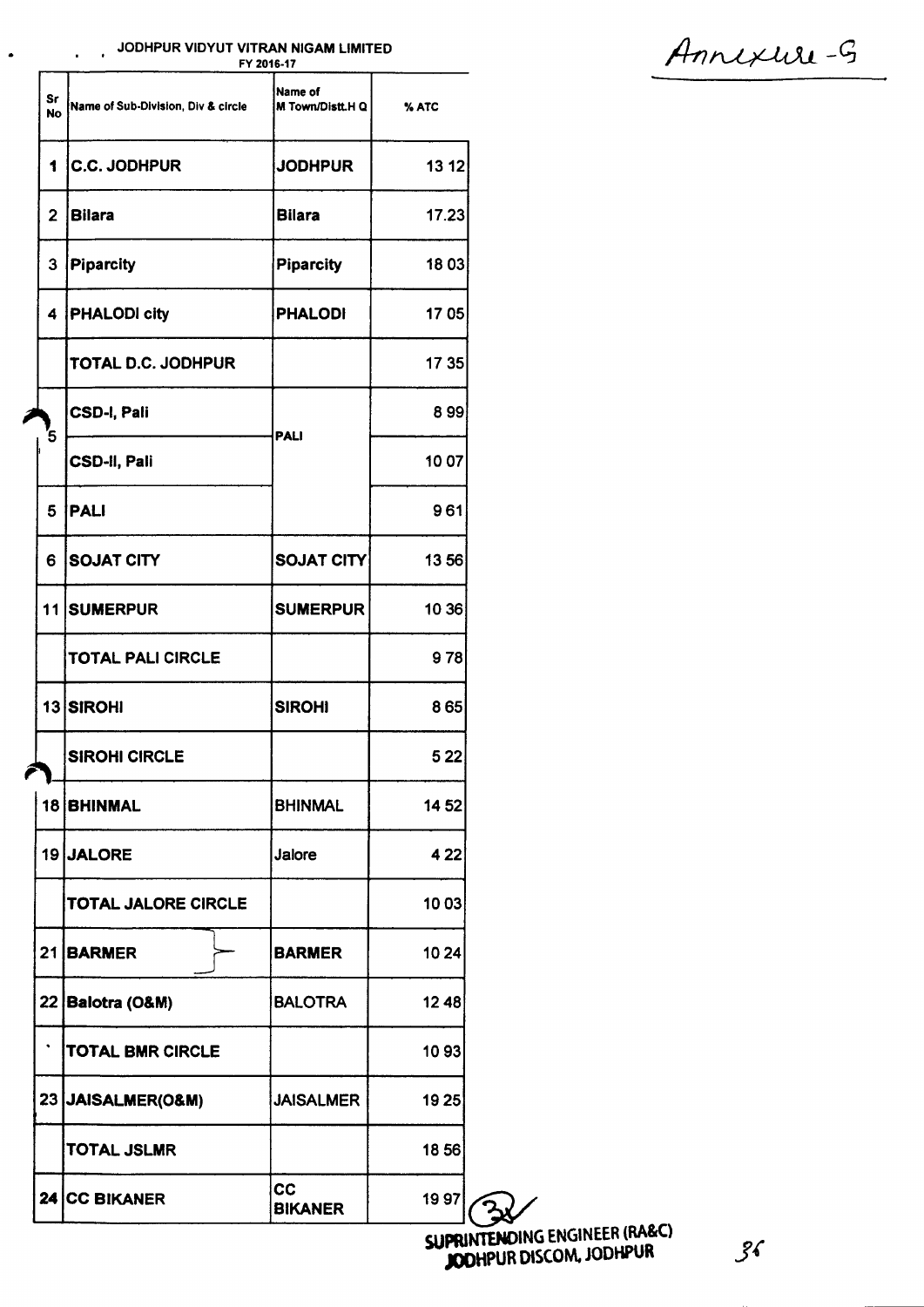Annexure-G

**JODHPUR VIDYUT VITRAN NIGAM LIMITED**

FY 2016-17

| Sr No | Name of Sub-Division, Div & circle | Name of M Town/Distt.H Q | % ATC |
|---|---|---|---|
| 1 | C.C. JODHPUR | JODHPUR | 13 12 |
| 2 | Bilara | Bilara | 17.23 |
| 3 | Piparcity | Piparcity | 18 03 |
| 4 | PHALODI city | PHALODI | 17 05 |
| | TOTAL D.C. JODHPUR | | 17 35 |
| 5 | CSD-I, Pali | PALI | 8 99 |
| | CSD-II, Pali | | 10 07 |
| 5 | PALI | | 9 61 |
| 6 | SOJAT CITY | SOJAT CITY | 13 56 |
| 11 | SUMERPUR | SUMERPUR | 10 36 |
| | TOTAL PALI CIRCLE | | 9 78 |
| 13 | SIROHI | SIROHI | 8 65 |
| | SIROHI CIRCLE | | 5 22 |
| 18 | BHINMAL | BHINMAL | 14 52 |
| 19 | JALORE | Jalore | 4 22 |
| | TOTAL JALORE CIRCLE | | 10 03 |
| 21 | BARMER | BARMER | 10 24 |
| 22 | Balotra (O&M) | BALOTRA | 12 48 |
| | TOTAL BMR CIRCLE | | 10 93 |
| 23 | JAISALMER(O&M) | JAISALMER | 19 25 |
| | TOTAL JSLMR | | 18 56 |
| 24 | CC BIKANER | CC BIKANER | 19 97 |

SUPRINTENDING ENGINEER (RA&C)
JODHPUR DISCOM, JODHPUR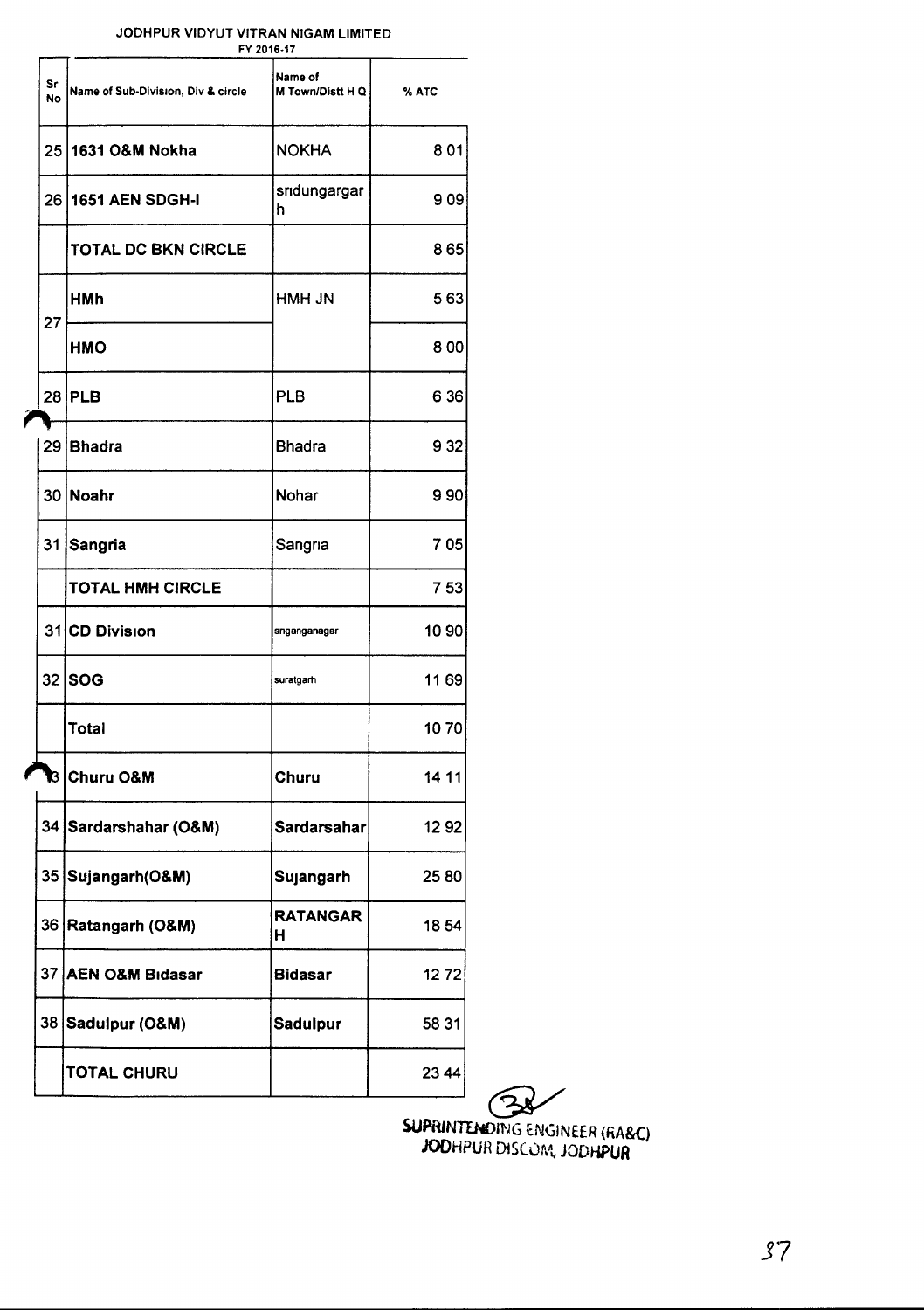# JODHPUR VIDYUT VITRAN NIGAM LIMITED

FY 2016-17

| Sr No | Name of Sub-Division, Div & circle | Name of M Town/Distt H Q | % ATC |
|---|---|---|---|
| 25 | **1631 O&M Nokha** | **NOKHA** | 8 01 |
| 26 | **1651 AEN SDGH-I** | srıdungargar h | 9 09 |
| | **TOTAL DC BKN CIRCLE** | | 8 65 |
| 27 | **HMh** | HMH JN | 5 63 |
| | **HMO** | | 8 00 |
| 28 | **PLB** | PLB | 6 36 |
| 29 | **Bhadra** | Bhadra | 9 32 |
| 30 | **Noahr** | Nohar | 9 90 |
| 31 | **Sangria** | Sangrıa | 7 05 |
| | **TOTAL HMH CIRCLE** | | 7 53 |
| 31 | **CD Divisıon** | snganganagar | 10 90 |
| 32 | **SOG** | suratgarh | 11 69 |
| | **Total** | | 10 70 |
| 33 | **Churu O&M** | **Churu** | 14 11 |
| 34 | **Sardarshahar (O&M)** | **Sardarsahar** | 12 92 |
| 35 | **Sujangarh(O&M)** | **Sujangarh** | 25 80 |
| 36 | **Ratangarh (O&M)** | **RATANGAR H** | 18 54 |
| 37 | **AEN O&M Bıdasar** | **Bidasar** | 12 72 |
| 38 | **Sadulpur (O&M)** | **Sadulpur** | 58 31 |
| | **TOTAL CHURU** | | 23 44 |

SUPRINTENDING ENGINEER (RA&C)
JODHPUR DISCOM, JODHPUR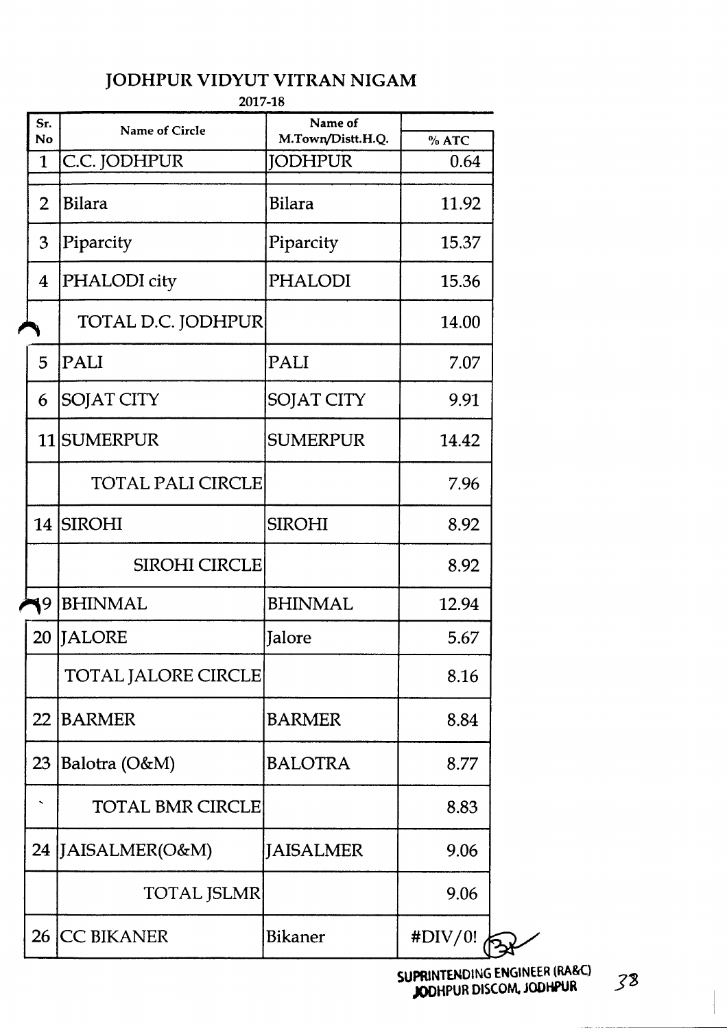# JODHPUR VIDYUT VITRAN NIGAM

2017-18

| Sr. No | Name of Circle | Name of M.Town/Distt.H.Q. | % ATC |
|---|---|---|---|
| 1 | C.C. JODHPUR | JODHPUR | 0.64 |
| 2 | Bilara | Bilara | 11.92 |
| 3 | Piparcity | Piparcity | 15.37 |
| 4 | PHALODI city | PHALODI | 15.36 |
| | TOTAL D.C. JODHPUR | | 14.00 |
| 5 | PALI | PALI | 7.07 |
| 6 | SOJAT CITY | SOJAT CITY | 9.91 |
| 11 | SUMERPUR | SUMERPUR | 14.42 |
| | TOTAL PALI CIRCLE | | 7.96 |
| 14 | SIROHI | SIROHI | 8.92 |
| | SIROHI CIRCLE | | 8.92 |
| 19 | BHINMAL | BHINMAL | 12.94 |
| 20 | JALORE | Jalore | 5.67 |
| | TOTAL JALORE CIRCLE | | 8.16 |
| 22 | BARMER | BARMER | 8.84 |
| 23 | Balotra (O&M) | BALOTRA | 8.77 |
| | TOTAL BMR CIRCLE | | 8.83 |
| 24 | JAISALMER(O&M) | JAISALMER | 9.06 |
| | TOTAL JSLMR | | 9.06 |
| 26 | CC BIKANER | Bikaner | #DIV/0! |

SUPRINTENDING ENGINEER (RA&C)
JODHPUR DISCOM, JODHPUR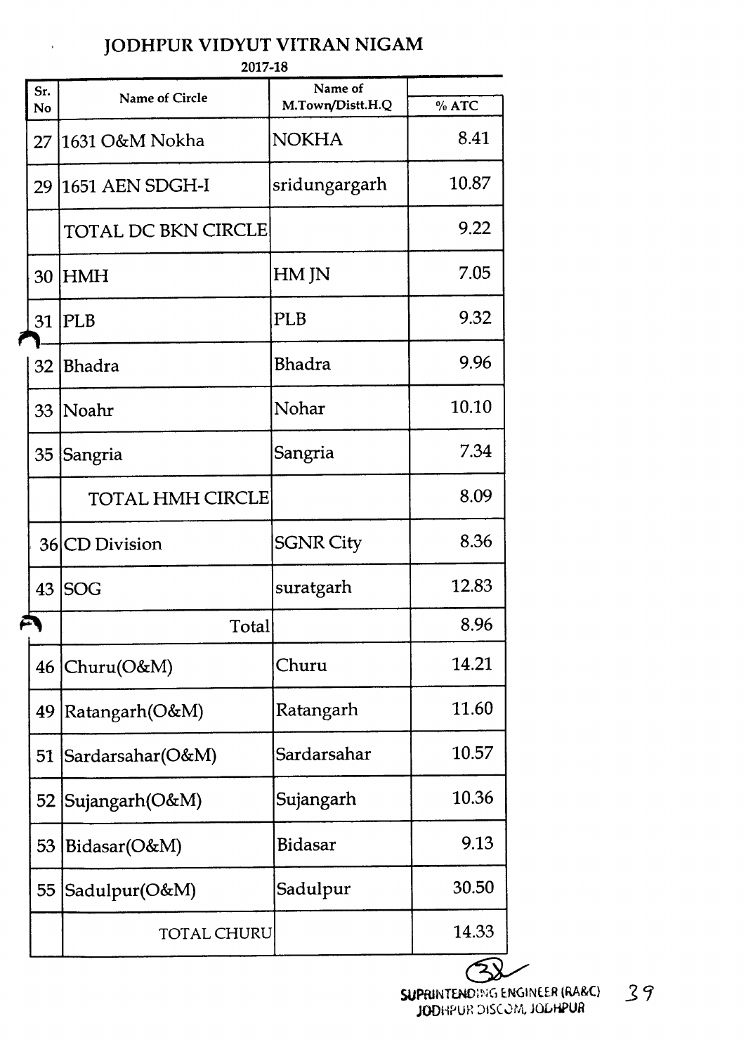# JODHPUR VIDYUT VITRAN NIGAM

2017-18

| Sr. No | Name of Circle | Name of M.Town/Distt.H.Q | % ATC |
|---|---|---|---|
| 27 | 1631 O&M Nokha | NOKHA | 8.41 |
| 29 | 1651 AEN SDGH-I | sridungargarh | 10.87 |
| | TOTAL DC BKN CIRCLE | | 9.22 |
| 30 | HMH | HM JN | 7.05 |
| 31 | PLB | PLB | 9.32 |
| 32 | Bhadra | Bhadra | 9.96 |
| 33 | Noahr | Nohar | 10.10 |
| 35 | Sangria | Sangria | 7.34 |
| | TOTAL HMH CIRCLE | | 8.09 |
| 36 | CD Division | SGNR City | 8.36 |
| 43 | SOG | suratgarh | 12.83 |
| | Total | | 8.96 |
| 46 | Churu(O&M) | Churu | 14.21 |
| 49 | Ratangarh(O&M) | Ratangarh | 11.60 |
| 51 | Sardarsahar(O&M) | Sardarsahar | 10.57 |
| 52 | Sujangarh(O&M) | Sujangarh | 10.36 |
| 53 | Bidasar(O&M) | Bidasar | 9.13 |
| 55 | Sadulpur(O&M) | Sadulpur | 30.50 |
| | TOTAL CHURU | | 14.33 |

SUPRINTENDING ENGINEER (RA&C)
JODHPUR DISCOM, JODHPUR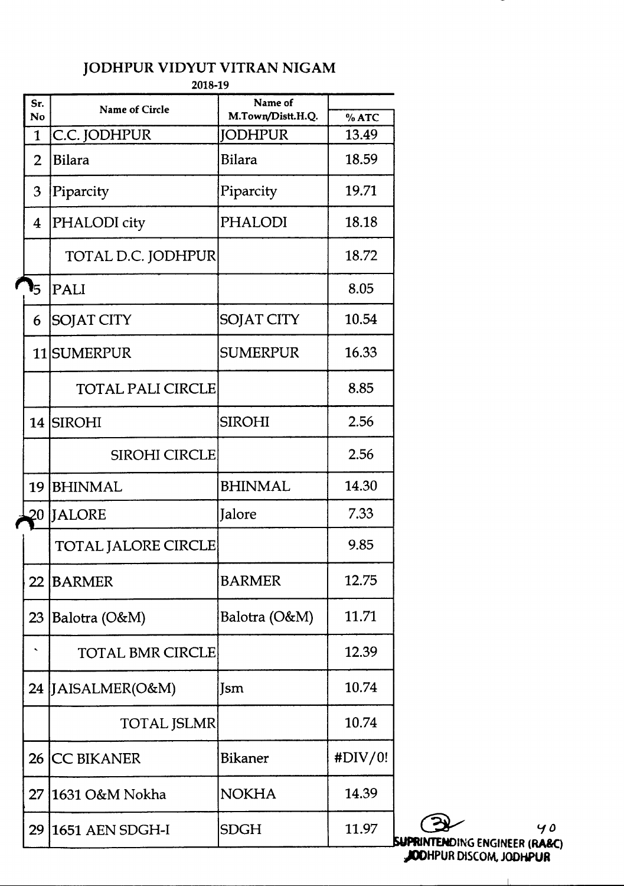# JODHPUR VIDYUT VITRAN NIGAM

2018-19

| Sr. No | Name of Circle | Name of M.Town/Distt.H.Q. | % ATC |
|---|---|---|---|
| 1 | C.C. JODHPUR | JODHPUR | 13.49 |
| 2 | Bilara | Bilara | 18.59 |
| 3 | Piparcity | Piparcity | 19.71 |
| 4 | PHALODI city | PHALODI | 18.18 |
| | TOTAL D.C. JODHPUR | | 18.72 |
| 5 | PALI | | 8.05 |
| 6 | SOJAT CITY | SOJAT CITY | 10.54 |
| 11 | SUMERPUR | SUMERPUR | 16.33 |
| | TOTAL PALI CIRCLE | | 8.85 |
| 14 | SIROHI | SIROHI | 2.56 |
| | SIROHI CIRCLE | | 2.56 |
| 19 | BHINMAL | BHINMAL | 14.30 |
| 20 | JALORE | Jalore | 7.33 |
| | TOTAL JALORE CIRCLE | | 9.85 |
| 22 | BARMER | BARMER | 12.75 |
| 23 | Balotra (O&M) | Balotra (O&M) | 11.71 |
| | TOTAL BMR CIRCLE | | 12.39 |
| 24 | JAISALMER(O&M) | Jsm | 10.74 |
| | TOTAL JSLMR | | 10.74 |
| 26 | CC BIKANER | Bikaner | #DIV/0! |
| 27 | 1631 O&M Nokha | NOKHA | 14.39 |
| 29 | 1651 AEN SDGH-I | SDGH | 11.97 |

SUPRINTENDING ENGINEER (RA&C)
JODHPUR DISCOM, JODHPUR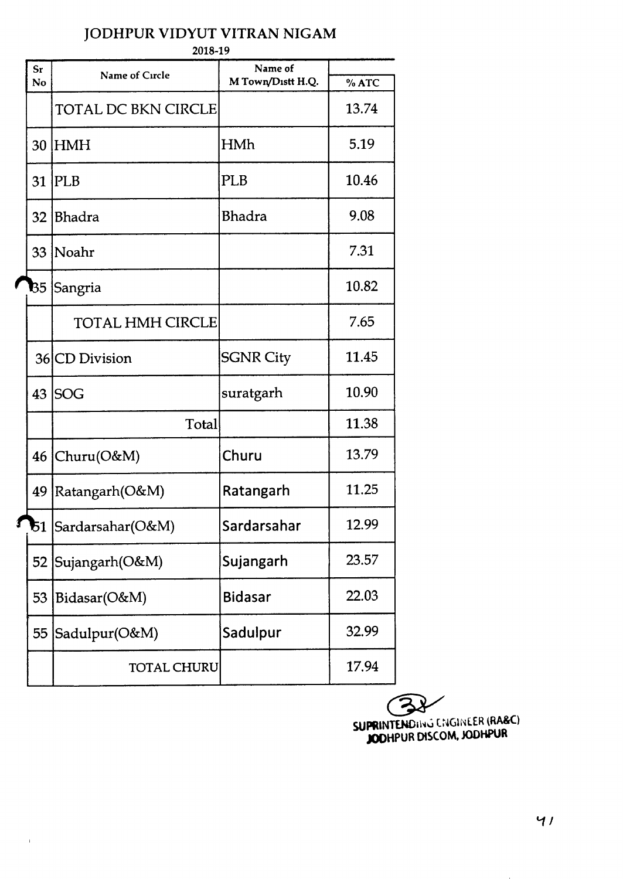# JODHPUR VIDYUT VITRAN NIGAM

2018-19

| Sr No | Name of Circle | Name of M Town/Distt H.Q. | % ATC |
|---|---|---|---|
| | TOTAL DC BKN CIRCLE | | 13.74 |
| 30 | HMH | HMh | 5.19 |
| 31 | PLB | PLB | 10.46 |
| 32 | Bhadra | Bhadra | 9.08 |
| 33 | Noahr | | 7.31 |
| 35 | Sangria | | 10.82 |
| | TOTAL HMH CIRCLE | | 7.65 |
| 36 | CD Division | SGNR City | 11.45 |
| 43 | SOG | suratgarh | 10.90 |
| | Total | | 11.38 |
| 46 | Churu(O&M) | Churu | 13.79 |
| 49 | Ratangarh(O&M) | Ratangarh | 11.25 |
| 51 | Sardarsahar(O&M) | Sardarsahar | 12.99 |
| 52 | Sujangarh(O&M) | Sujangarh | 23.57 |
| 53 | Bidasar(O&M) | Bidasar | 22.03 |
| 55 | Sadulpur(O&M) | Sadulpur | 32.99 |
| | TOTAL CHURU | | 17.94 |

SUPRINTENDING ENGINEER (RA&C)
JODHPUR DISCOM, JODHPUR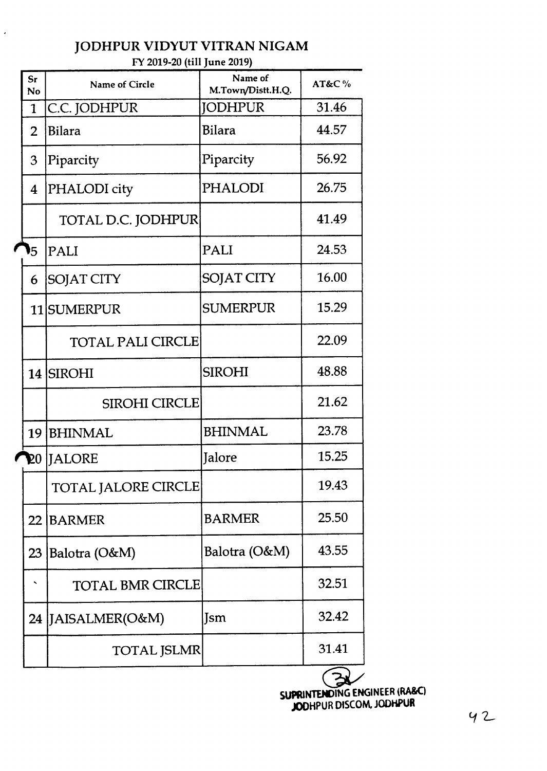# JODHPUR VIDYUT VITRAN NIGAM

FY 2019-20 (till June 2019)

| Sr No | Name of Circle | Name of M.Town/Distt.H.Q. | AT&C % |
|---|---|---|---|
| 1 | C.C. JODHPUR | JODHPUR | 31.46 |
| 2 | Bilara | Bilara | 44.57 |
| 3 | Piparcity | Piparcity | 56.92 |
| 4 | PHALODI city | PHALODI | 26.75 |
| | TOTAL D.C. JODHPUR | | 41.49 |
| 5 | PALI | PALI | 24.53 |
| 6 | SOJAT CITY | SOJAT CITY | 16.00 |
| 11 | SUMERPUR | SUMERPUR | 15.29 |
| | TOTAL PALI CIRCLE | | 22.09 |
| 14 | SIROHI | SIROHI | 48.88 |
| | SIROHI CIRCLE | | 21.62 |
| 19 | BHINMAL | BHINMAL | 23.78 |
| 20 | JALORE | Jalore | 15.25 |
| | TOTAL JALORE CIRCLE | | 19.43 |
| 22 | BARMER | BARMER | 25.50 |
| 23 | Balotra (O&M) | Balotra (O&M) | 43.55 |
| | TOTAL BMR CIRCLE | | 32.51 |
| 24 | JAISALMER(O&M) | Jsm | 32.42 |
| | TOTAL JSLMR | | 31.41 |

SUPRINTENDING ENGINEER (RA&C)
JODHPUR DISCOM, JODHPUR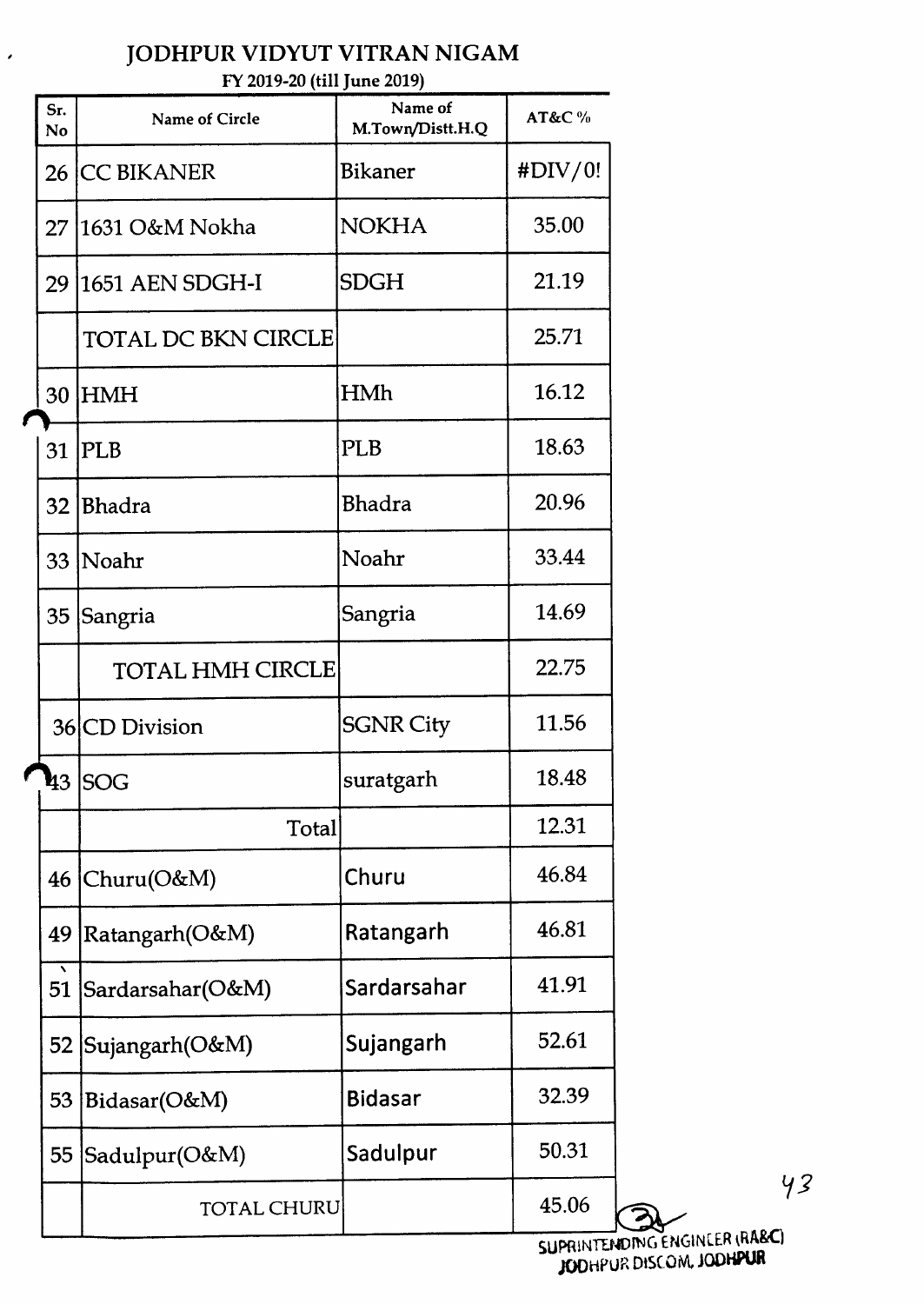# JODHPUR VIDYUT VITRAN NIGAM

FY 2019-20 (till June 2019)

| Sr. No | Name of Circle | Name of M.Town/Distt.H.Q | AT&C % |
|---|---|---|---|
| 26 | CC BIKANER | Bikaner | #DIV/0! |
| 27 | 1631 O&M Nokha | NOKHA | 35.00 |
| 29 | 1651 AEN SDGH-I | SDGH | 21.19 |
| | TOTAL DC BKN CIRCLE | | 25.71 |
| 30 | HMH | HMh | 16.12 |
| 31 | PLB | PLB | 18.63 |
| 32 | Bhadra | Bhadra | 20.96 |
| 33 | Noahr | Noahr | 33.44 |
| 35 | Sangria | Sangria | 14.69 |
| | TOTAL HMH CIRCLE | | 22.75 |
| 36 | CD Division | SGNR City | 11.56 |
| 43 | SOG | suratgarh | 18.48 |
| | Total | | 12.31 |
| 46 | Churu(O&M) | Churu | 46.84 |
| 49 | Ratangarh(O&M) | Ratangarh | 46.81 |
| 51 | Sardarsahar(O&M) | Sardarsahar | 41.91 |
| 52 | Sujangarh(O&M) | Sujangarh | 52.61 |
| 53 | Bidasar(O&M) | Bidasar | 32.39 |
| 55 | Sadulpur(O&M) | Sadulpur | 50.31 |
| | TOTAL CHURU | | 45.06 |

SUPRINTENDING ENGINEER (RA&C)
JODHPUR DISCOM, JODHPUR